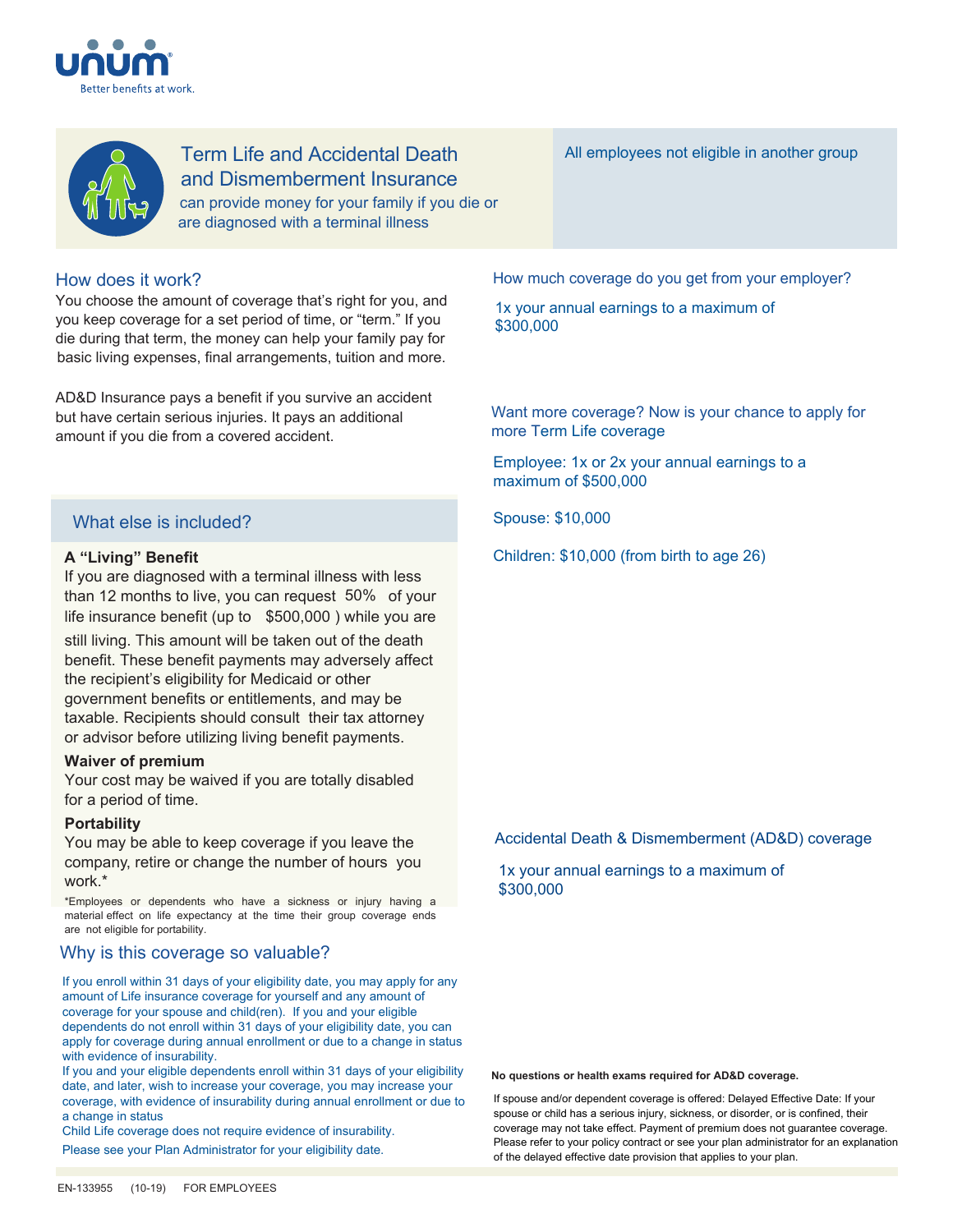Better benefits at work.

# Term Life and Accidental Death and Dismemberment Insurance

can provide money for your family if you die or are diagnosed with a terminal illness

All employees not eligible in another group

## How does it work?

You choose the amount of coverage that's right for you, and you keep coverage for a set period of time, or "term." If you die during that term, the money can help your family pay for basic living expenses, final arrangements, tuition and more.

AD&D Insurance pays a benefit if you survive an accident but have certain serious injuries. It pays an additional amount if you die from a covered accident.

## What else is included?

**A "Living" Benefit**

If you are diagnosed with a terminal illness with less than 12 months to live, you can request 50% of your life insurance benefit (up to $500,000 ) while you are still living. This amount will be taken out of the death benefit. These benefit payments may adversely affect the recipient's eligibility for Medicaid or other government benefits or entitlements, and may be taxable. Recipients should consult their tax attorney or advisor before utilizing living benefit payments.

**Waiver of premium**

Your cost may be waived if you are totally disabled for a period of time.

**Portability**

You may be able to keep coverage if you leave the company, retire or change the number of hours you work.*

*Employees or dependents who have a sickness or injury having a material effect on life expectancy at the time their group coverage ends are not eligible for portability.

## Why is this coverage so valuable?

If you enroll within 31 days of your eligibility date, you may apply for any amount of Life insurance coverage for yourself and any amount of coverage for your spouse and child(ren). If you and your eligible dependents do not enroll within 31 days of your eligibility date, you can apply for coverage during annual enrollment or due to a change in status with evidence of insurability.

If you and your eligible dependents enroll within 31 days of your eligibility date, and later, wish to increase your coverage, you may increase your coverage, with evidence of insurability during annual enrollment or due to a change in status

Child Life coverage does not require evidence of insurability.

Please see your Plan Administrator for your eligibility date.

## How much coverage do you get from your employer?

1x your annual earnings to a maximum of $300,000

## Want more coverage? Now is your chance to apply for more Term Life coverage

Employee: 1x or 2x your annual earnings to a maximum of $500,000

Spouse: $10,000

Children: $10,000 (from birth to age 26)

## Accidental Death & Dismemberment (AD&D) coverage

1x your annual earnings to a maximum of $300,000

**No questions or health exams required for AD&D coverage.**

If spouse and/or dependent coverage is offered: Delayed Effective Date: If your spouse or child has a serious injury, sickness, or disorder, or is confined, their coverage may not take effect. Payment of premium does not guarantee coverage. Please refer to your policy contract or see your plan administrator for an explanation of the delayed effective date provision that applies to your plan.

EN-133955 (10-19) FOR EMPLOYEES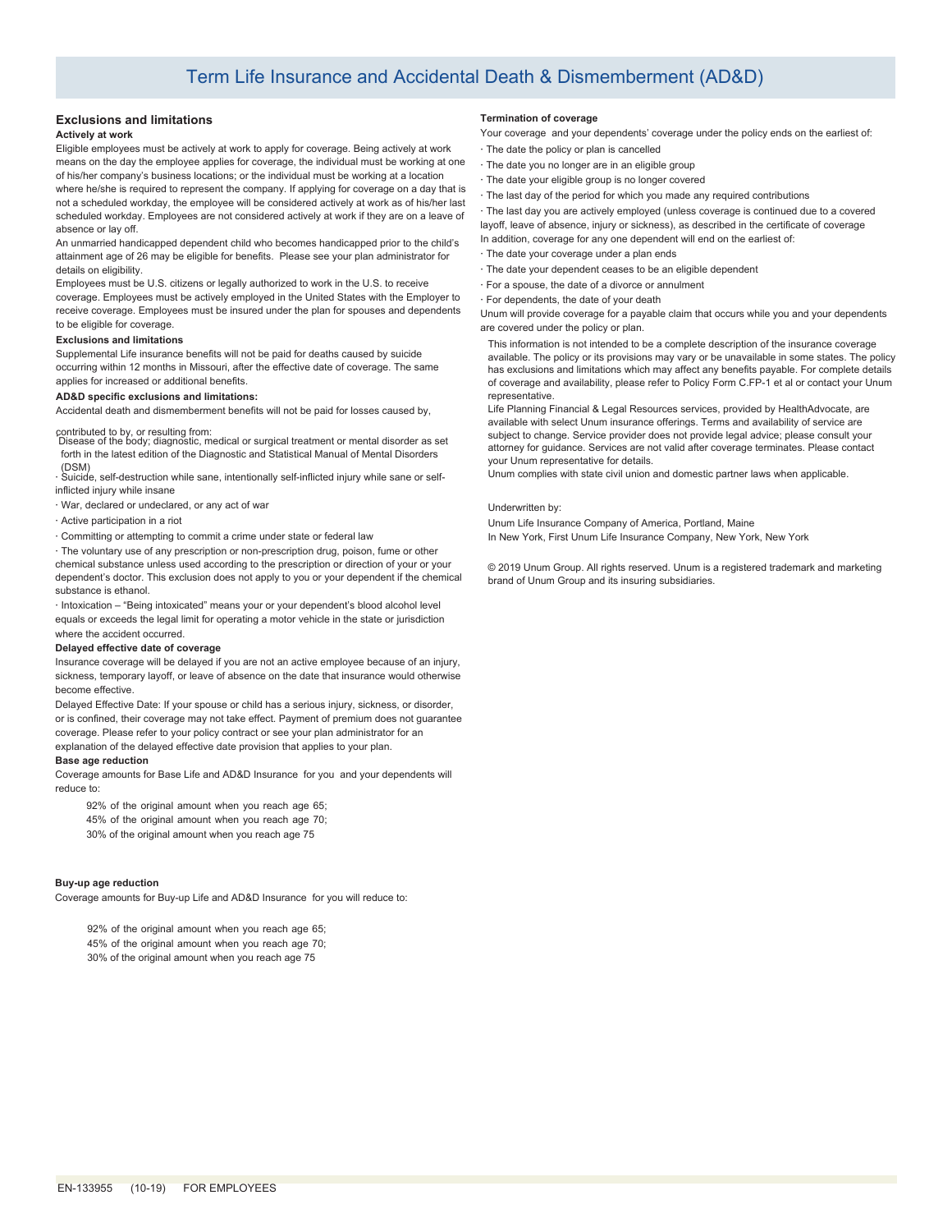# Term Life Insurance and Accidental Death & Dismemberment (AD&D)

## Exclusions and limitations

### Actively at work

Eligible employees must be actively at work to apply for coverage. Being actively at work means on the day the employee applies for coverage, the individual must be working at one of his/her company's business locations; or the individual must be working at a location where he/she is required to represent the company. If applying for coverage on a day that is not a scheduled workday, the employee will be considered actively at work as of his/her last scheduled workday. Employees are not considered actively at work if they are on a leave of absence or lay off.

An unmarried handicapped dependent child who becomes handicapped prior to the child's attainment age of 26 may be eligible for benefits. Please see your plan administrator for details on eligibility.

Employees must be U.S. citizens or legally authorized to work in the U.S. to receive coverage. Employees must be actively employed in the United States with the Employer to receive coverage. Employees must be insured under the plan for spouses and dependents to be eligible for coverage.

### Exclusions and limitations

Supplemental Life insurance benefits will not be paid for deaths caused by suicide occurring within 12 months in Missouri, after the effective date of coverage. The same applies for increased or additional benefits.

### AD&D specific exclusions and limitations:

Accidental death and dismemberment benefits will not be paid for losses caused by, contributed to by, or resulting from:

- Disease of the body; diagnostic, medical or surgical treatment or mental disorder as set forth in the latest edition of the Diagnostic and Statistical Manual of Mental Disorders (DSM)
- Suicide, self-destruction while sane, intentionally self-inflicted injury while sane or self-inflicted injury while insane
- War, declared or undeclared, or any act of war
- Active participation in a riot
- Committing or attempting to commit a crime under state or federal law
- The voluntary use of any prescription or non-prescription drug, poison, fume or other chemical substance unless used according to the prescription or direction of your or your dependent's doctor. This exclusion does not apply to you or your dependent if the chemical substance is ethanol.
- Intoxication – "Being intoxicated" means your or your dependent's blood alcohol level equals or exceeds the legal limit for operating a motor vehicle in the state or jurisdiction where the accident occurred.

### Delayed effective date of coverage

Insurance coverage will be delayed if you are not an active employee because of an injury, sickness, temporary layoff, or leave of absence on the date that insurance would otherwise become effective.

Delayed Effective Date: If your spouse or child has a serious injury, sickness, or disorder, or is confined, their coverage may not take effect. Payment of premium does not guarantee coverage. Please refer to your policy contract or see your plan administrator for an explanation of the delayed effective date provision that applies to your plan.

### Base age reduction

Coverage amounts for Base Life and AD&D Insurance for you and your dependents will reduce to:

92% of the original amount when you reach age 65;
45% of the original amount when you reach age 70;
30% of the original amount when you reach age 75

### Buy-up age reduction

Coverage amounts for Buy-up Life and AD&D Insurance for you will reduce to:

92% of the original amount when you reach age 65;
45% of the original amount when you reach age 70;
30% of the original amount when you reach age 75

### Termination of coverage

Your coverage and your dependents' coverage under the policy ends on the earliest of:

- The date the policy or plan is cancelled
- The date you no longer are in an eligible group
- The date your eligible group is no longer covered
- The last day of the period for which you made any required contributions
- The last day you are actively employed (unless coverage is continued due to a covered layoff, leave of absence, injury or sickness), as described in the certificate of coverage

In addition, coverage for any one dependent will end on the earliest of:

- The date your coverage under a plan ends
- The date your dependent ceases to be an eligible dependent
- For a spouse, the date of a divorce or annulment
- For dependents, the date of your death

Unum will provide coverage for a payable claim that occurs while you and your dependents are covered under the policy or plan.

This information is not intended to be a complete description of the insurance coverage available. The policy or its provisions may vary or be unavailable in some states. The policy has exclusions and limitations which may affect any benefits payable. For complete details of coverage and availability, please refer to Policy Form C.FP-1 et al or contact your Unum representative.

Life Planning Financial & Legal Resources services, provided by HealthAdvocate, are available with select Unum insurance offerings. Terms and availability of service are subject to change. Service provider does not provide legal advice; please consult your attorney for guidance. Services are not valid after coverage terminates. Please contact your Unum representative for details.

Unum complies with state civil union and domestic partner laws when applicable.

Underwritten by:

Unum Life Insurance Company of America, Portland, Maine
In New York, First Unum Life Insurance Company, New York, New York

© 2019 Unum Group. All rights reserved. Unum is a registered trademark and marketing brand of Unum Group and its insuring subsidiaries.

EN-133955 (10-19) FOR EMPLOYEES